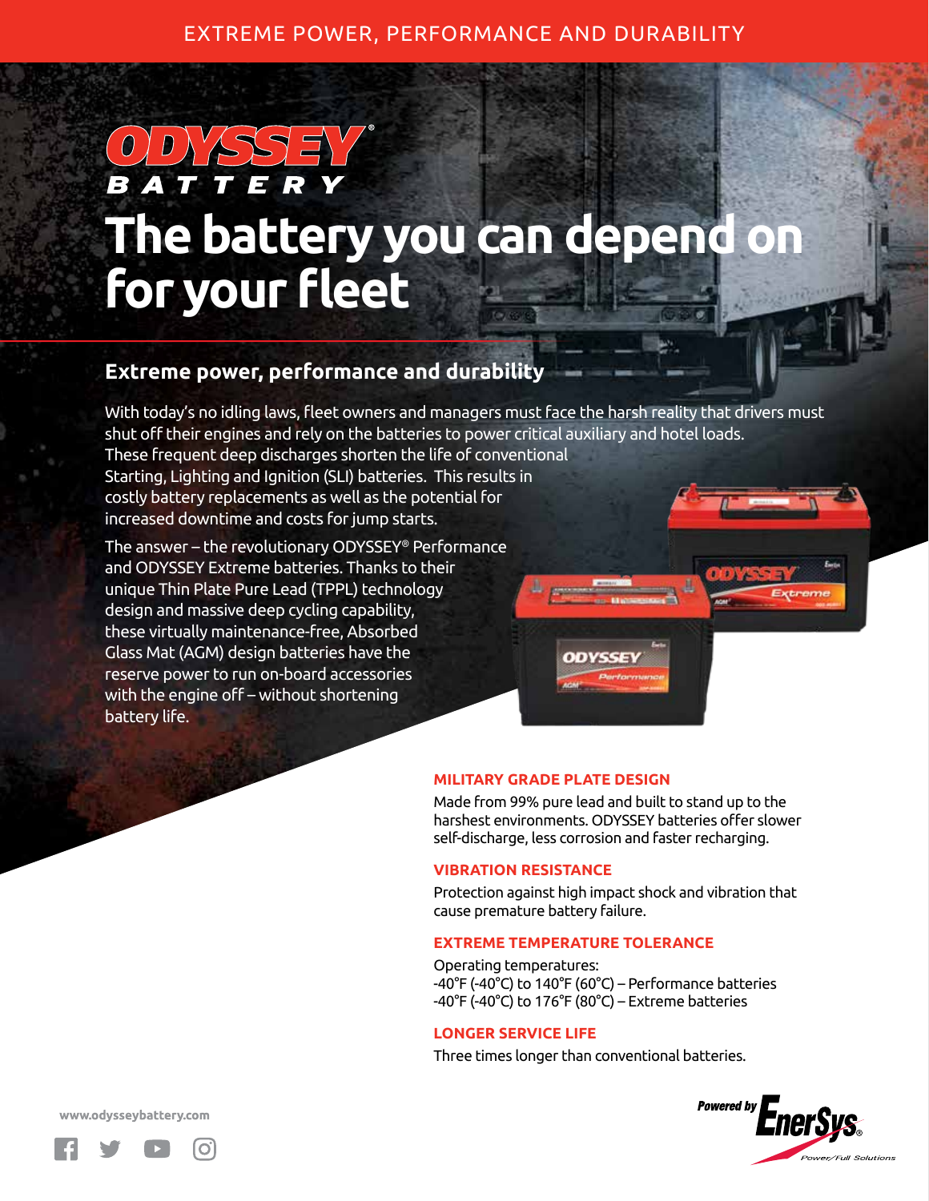EXTREME POWER, PERFORMANCE AND DURABILITY

# ODYSSEY® BATTERY

# The battery you can depend on for your fleet

## Extreme power, performance and durability

With today's no idling laws, fleet owners and managers must face the harsh reality that drivers must shut off their engines and rely on the batteries to power critical auxiliary and hotel loads. These frequent deep discharges shorten the life of conventional Starting, Lighting and Ignition (SLI) batteries. This results in costly battery replacements as well as the potential for increased downtime and costs for jump starts.

The answer – the revolutionary ODYSSEY® Performance and ODYSSEY Extreme batteries. Thanks to their unique Thin Plate Pure Lead (TPPL) technology design and massive deep cycling capability, these virtually maintenance-free, Absorbed Glass Mat (AGM) design batteries have the reserve power to run on-board accessories with the engine off – without shortening battery life.

### MILITARY GRADE PLATE DESIGN

Made from 99% pure lead and built to stand up to the harshest environments. ODYSSEY batteries offer slower self-discharge, less corrosion and faster recharging.

### VIBRATION RESISTANCE

Protection against high impact shock and vibration that cause premature battery failure.

### EXTREME TEMPERATURE TOLERANCE

Operating temperatures:
-40°F (-40°C) to 140°F (60°C) – Performance batteries
-40°F (-40°C) to 176°F (80°C) – Extreme batteries

### LONGER SERVICE LIFE

Three times longer than conventional batteries.

www.odysseybattery.com

Powered by EnerSys® Power/Full Solutions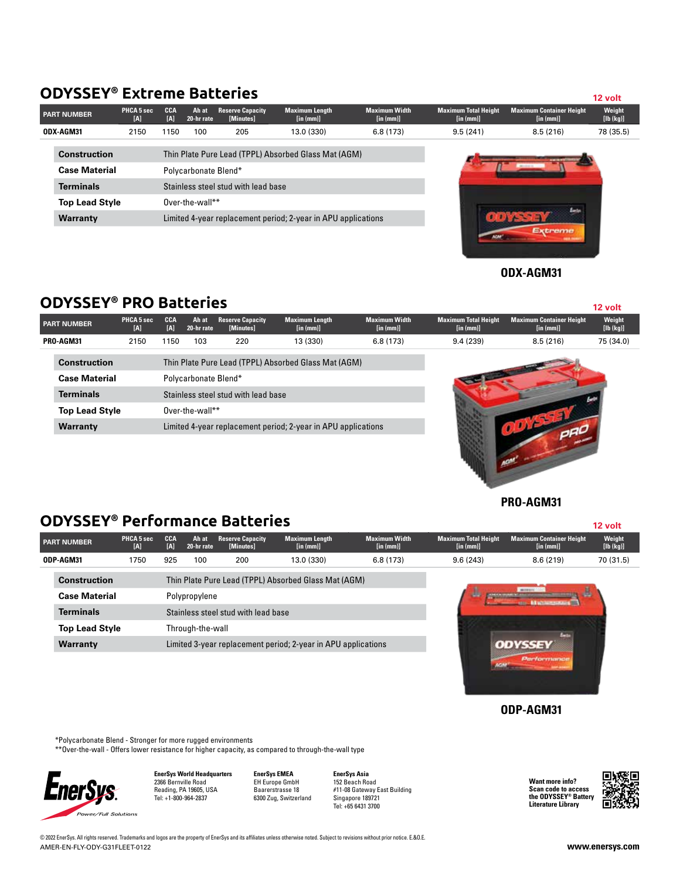## ODYSSEY® Extreme Batteries

12 volt

| PART NUMBER | PHCA 5 sec [A] | CCA [A] | Ah at 20-hr rate | Reserve Capacity [Minutes] | Maximum Length [in (mm)] | Maximum Width [in (mm)] | Maximum Total Height [in (mm)] | Maximum Container Height [in (mm)] | Weight [lb (kg)] |
|---|---|---|---|---|---|---|---|---|---|
| ODX-AGM31 | 2150 | 1150 | 100 | 205 | 13.0 (330) | 6.8 (173) | 9.5 (241) | 8.5 (216) | 78 (35.5) |

| | |
|---|---|
| **Construction** | Thin Plate Pure Lead (TPPL) Absorbed Glass Mat (AGM) |
| **Case Material** | Polycarbonate Blend* |
| **Terminals** | Stainless steel stud with lead base |
| **Top Lead Style** | Over-the-wall** |
| **Warranty** | Limited 4-year replacement period; 2-year in APU applications |

**ODX-AGM31**

## ODYSSEY® PRO Batteries

12 volt

| PART NUMBER | PHCA 5 sec [A] | CCA [A] | Ah at 20-hr rate | Reserve Capacity [Minutes] | Maximum Length [in (mm)] | Maximum Width [in (mm)] | Maximum Total Height [in (mm)] | Maximum Container Height [in (mm)] | Weight [lb (kg)] |
|---|---|---|---|---|---|---|---|---|---|
| PRO-AGM31 | 2150 | 1150 | 103 | 220 | 13 (330) | 6.8 (173) | 9.4 (239) | 8.5 (216) | 75 (34.0) |

| | |
|---|---|
| **Construction** | Thin Plate Pure Lead (TPPL) Absorbed Glass Mat (AGM) |
| **Case Material** | Polycarbonate Blend* |
| **Terminals** | Stainless steel stud with lead base |
| **Top Lead Style** | Over-the-wall** |
| **Warranty** | Limited 4-year replacement period; 2-year in APU applications |

**PRO-AGM31**

## ODYSSEY® Performance Batteries

12 volt

| PART NUMBER | PHCA 5 sec [A] | CCA [A] | Ah at 20-hr rate | Reserve Capacity [Minutes] | Maximum Length [in (mm)] | Maximum Width [in (mm)] | Maximum Total Height [in (mm)] | Maximum Container Height [in (mm)] | Weight [lb (kg)] |
|---|---|---|---|---|---|---|---|---|---|
| ODP-AGM31 | 1750 | 925 | 100 | 200 | 13.0 (330) | 6.8 (173) | 9.6 (243) | 8.6 (219) | 70 (31.5) |

| | |
|---|---|
| **Construction** | Thin Plate Pure Lead (TPPL) Absorbed Glass Mat (AGM) |
| **Case Material** | Polypropylene |
| **Terminals** | Stainless steel stud with lead base |
| **Top Lead Style** | Through-the-wall |
| **Warranty** | Limited 3-year replacement period; 2-year in APU applications |

**ODP-AGM31**

*Polycarbonate Blend - Stronger for more rugged environments
**Over-the-wall - Offers lower resistance for higher capacity, as compared to through-the-wall type

EnerSys® Power/Full Solutions

**EnerSys World Headquarters**
2366 Bernville Road
Reading, PA 19605, USA
Tel: +1-800-964-2837

**EnerSys EMEA**
EH Europe GmbH
Baarerstrasse 18
6300 Zug, Switzerland

**EnerSys Asia**
152 Beach Road
#11-08 Gateway East Building
Singapore 189721
Tel: +65 6431 3700

**Want more info? Scan code to access the ODYSSEY® Battery Literature Library**

© 2022 EnerSys. All rights reserved. Trademarks and logos are the property of EnerSys and its affiliates unless otherwise noted. Subject to revisions without prior notice. E.&O.E.
AMER-EN-FLY-ODY-G31FLEET-0122

**www.enersys.com**